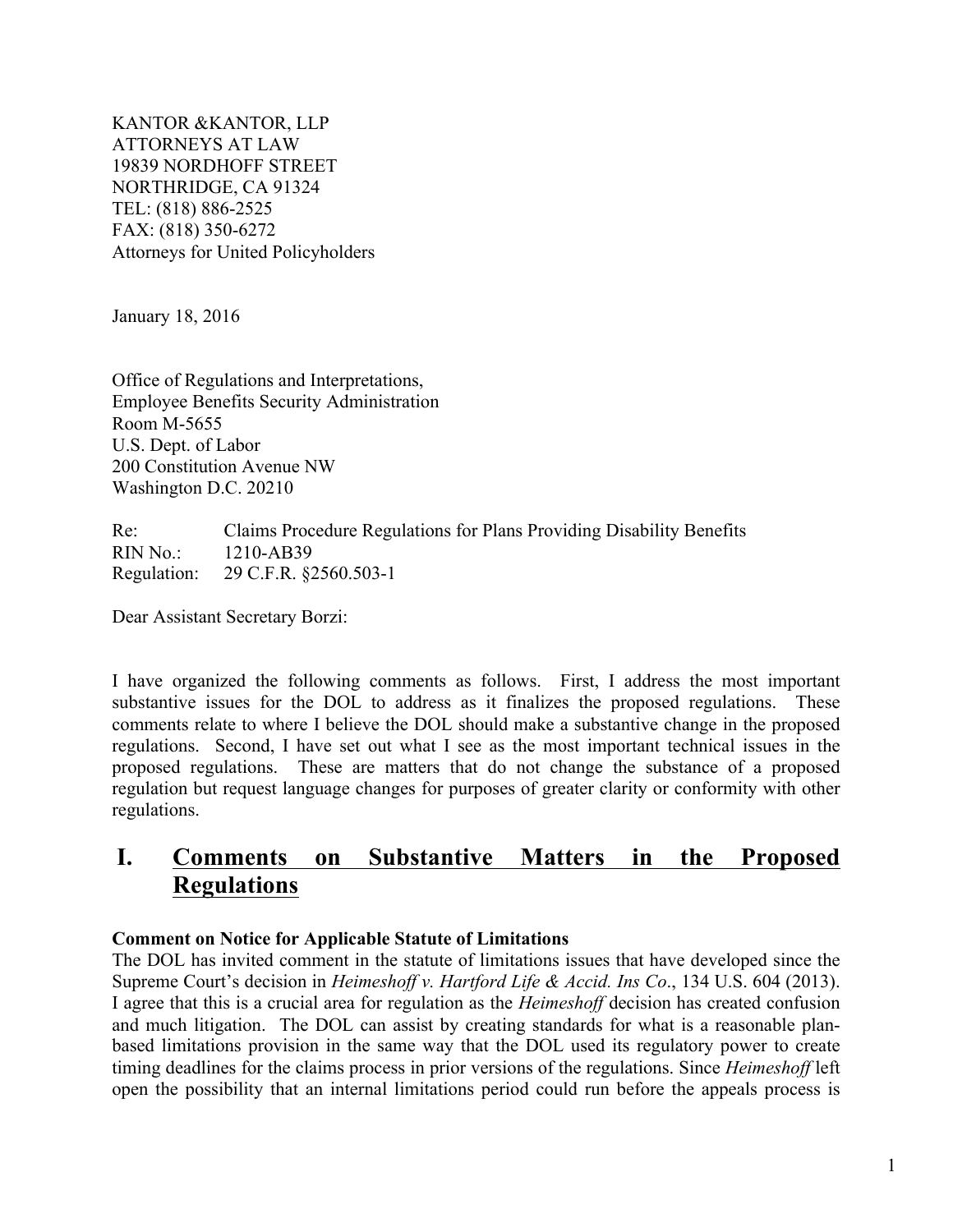KANTOR &KANTOR, LLP
ATTORNEYS AT LAW
19839 NORDHOFF STREET
NORTHRIDGE, CA 91324
TEL: (818) 886-2525
FAX: (818) 350-6272
Attorneys for United Policyholders

January 18, 2016

Office of Regulations and Interpretations,
Employee Benefits Security Administration
Room M-5655
U.S. Dept. of Labor
200 Constitution Avenue NW
Washington D.C. 20210

Re: Claims Procedure Regulations for Plans Providing Disability Benefits
RIN No.: 1210-AB39
Regulation: 29 C.F.R. §2560.503-1

Dear Assistant Secretary Borzi:

I have organized the following comments as follows. First, I address the most important substantive issues for the DOL to address as it finalizes the proposed regulations. These comments relate to where I believe the DOL should make a substantive change in the proposed regulations. Second, I have set out what I see as the most important technical issues in the proposed regulations. These are matters that do not change the substance of a proposed regulation but request language changes for purposes of greater clarity or conformity with other regulations.

# I. Comments on Substantive Matters in the Proposed Regulations

**Comment on Notice for Applicable Statute of Limitations**

The DOL has invited comment in the statute of limitations issues that have developed since the Supreme Court's decision in *Heimeshoff v. Hartford Life & Accid. Ins Co*., 134 U.S. 604 (2013). I agree that this is a crucial area for regulation as the *Heimeshoff* decision has created confusion and much litigation. The DOL can assist by creating standards for what is a reasonable plan-based limitations provision in the same way that the DOL used its regulatory power to create timing deadlines for the claims process in prior versions of the regulations. Since *Heimeshoff* left open the possibility that an internal limitations period could run before the appeals process is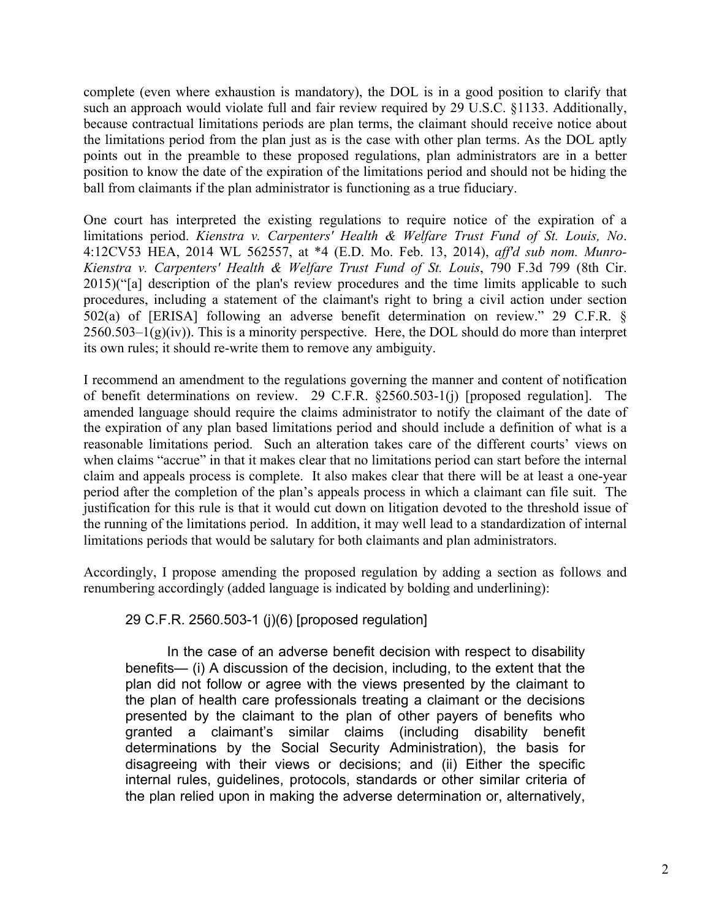complete (even where exhaustion is mandatory), the DOL is in a good position to clarify that such an approach would violate full and fair review required by 29 U.S.C. §1133. Additionally, because contractual limitations periods are plan terms, the claimant should receive notice about the limitations period from the plan just as is the case with other plan terms. As the DOL aptly points out in the preamble to these proposed regulations, plan administrators are in a better position to know the date of the expiration of the limitations period and should not be hiding the ball from claimants if the plan administrator is functioning as a true fiduciary.

One court has interpreted the existing regulations to require notice of the expiration of a limitations period. *Kienstra v. Carpenters' Health & Welfare Trust Fund of St. Louis, No*. 4:12CV53 HEA, 2014 WL 562557, at *4 (E.D. Mo. Feb. 13, 2014), *aff'd sub nom. Munro-Kienstra v. Carpenters' Health & Welfare Trust Fund of St. Louis*, 790 F.3d 799 (8th Cir. 2015)("[a] description of the plan's review procedures and the time limits applicable to such procedures, including a statement of the claimant's right to bring a civil action under section 502(a) of [ERISA] following an adverse benefit determination on review." 29 C.F.R. § 2560.503–1(g)(iv)). This is a minority perspective. Here, the DOL should do more than interpret its own rules; it should re-write them to remove any ambiguity.

I recommend an amendment to the regulations governing the manner and content of notification of benefit determinations on review. 29 C.F.R. §2560.503-1(j) [proposed regulation]. The amended language should require the claims administrator to notify the claimant of the date of the expiration of any plan based limitations period and should include a definition of what is a reasonable limitations period. Such an alteration takes care of the different courts' views on when claims "accrue" in that it makes clear that no limitations period can start before the internal claim and appeals process is complete. It also makes clear that there will be at least a one-year period after the completion of the plan's appeals process in which a claimant can file suit. The justification for this rule is that it would cut down on litigation devoted to the threshold issue of the running of the limitations period. In addition, it may well lead to a standardization of internal limitations periods that would be salutary for both claimants and plan administrators.

Accordingly, I propose amending the proposed regulation by adding a section as follows and renumbering accordingly (added language is indicated by bolding and underlining):

> 29 C.F.R. 2560.503-1 (j)(6) [proposed regulation]
>
> In the case of an adverse benefit decision with respect to disability benefits— (i) A discussion of the decision, including, to the extent that the plan did not follow or agree with the views presented by the claimant to the plan of health care professionals treating a claimant or the decisions presented by the claimant to the plan of other payers of benefits who granted a claimant's similar claims (including disability benefit determinations by the Social Security Administration), the basis for disagreeing with their views or decisions; and (ii) Either the specific internal rules, guidelines, protocols, standards or other similar criteria of the plan relied upon in making the adverse determination or, alternatively,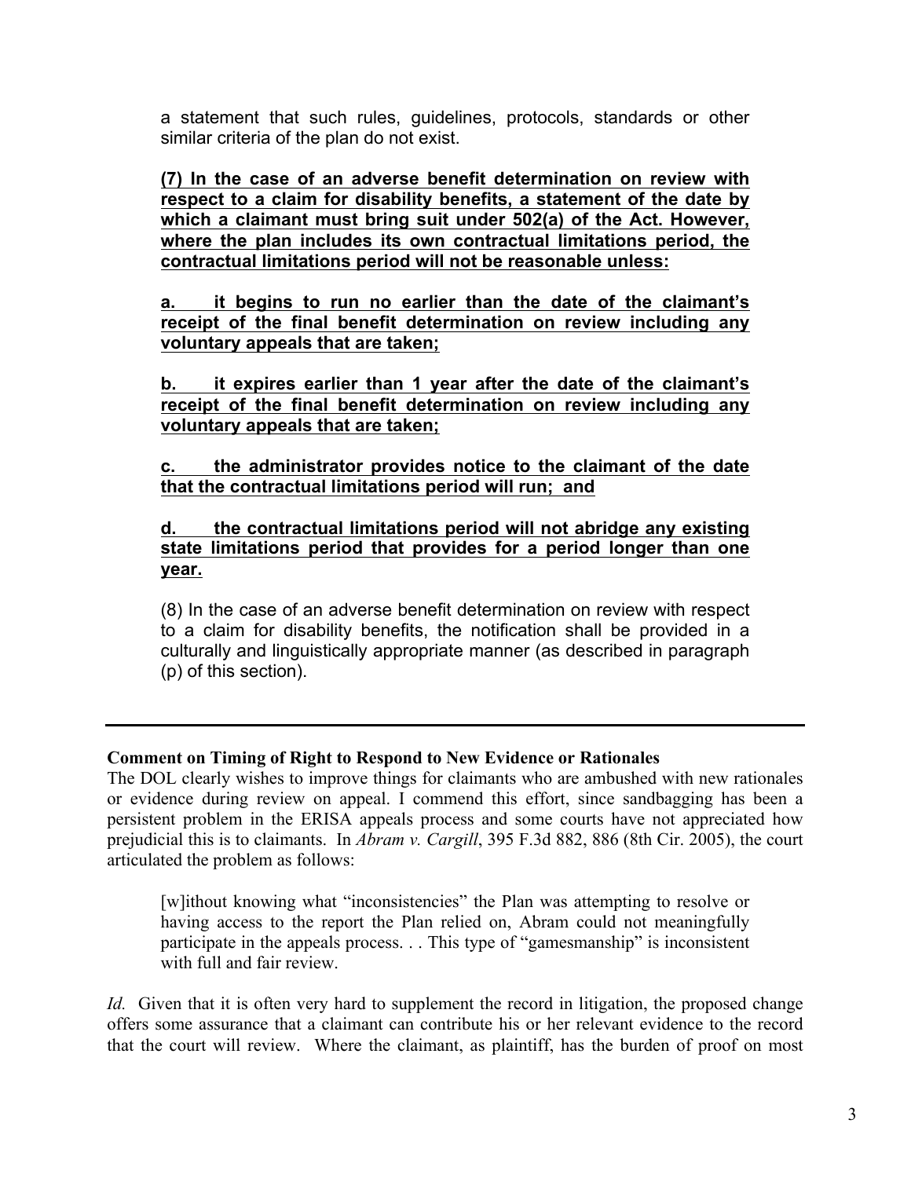a statement that such rules, guidelines, protocols, standards or other similar criteria of the plan do not exist.

<u>**(7) In the case of an adverse benefit determination on review with respect to a claim for disability benefits, a statement of the date by which a claimant must bring suit under 502(a) of the Act. However, where the plan includes its own contractual limitations period, the contractual limitations period will not be reasonable unless:**</u>

<u>**a. it begins to run no earlier than the date of the claimant's receipt of the final benefit determination on review including any voluntary appeals that are taken;**</u>

<u>**b. it expires earlier than 1 year after the date of the claimant's receipt of the final benefit determination on review including any voluntary appeals that are taken;**</u>

<u>**c. the administrator provides notice to the claimant of the date that the contractual limitations period will run; and**</u>

<u>**d. the contractual limitations period will not abridge any existing state limitations period that provides for a period longer than one year.**</u>

(8) In the case of an adverse benefit determination on review with respect to a claim for disability benefits, the notification shall be provided in a culturally and linguistically appropriate manner (as described in paragraph (p) of this section).

---

**Comment on Timing of Right to Respond to New Evidence or Rationales**

The DOL clearly wishes to improve things for claimants who are ambushed with new rationales or evidence during review on appeal. I commend this effort, since sandbagging has been a persistent problem in the ERISA appeals process and some courts have not appreciated how prejudicial this is to claimants. In *Abram v. Cargill*, 395 F.3d 882, 886 (8th Cir. 2005), the court articulated the problem as follows:

> [w]ithout knowing what "inconsistencies" the Plan was attempting to resolve or having access to the report the Plan relied on, Abram could not meaningfully participate in the appeals process. . . This type of "gamesmanship" is inconsistent with full and fair review.

*Id.* Given that it is often very hard to supplement the record in litigation, the proposed change offers some assurance that a claimant can contribute his or her relevant evidence to the record that the court will review. Where the claimant, as plaintiff, has the burden of proof on most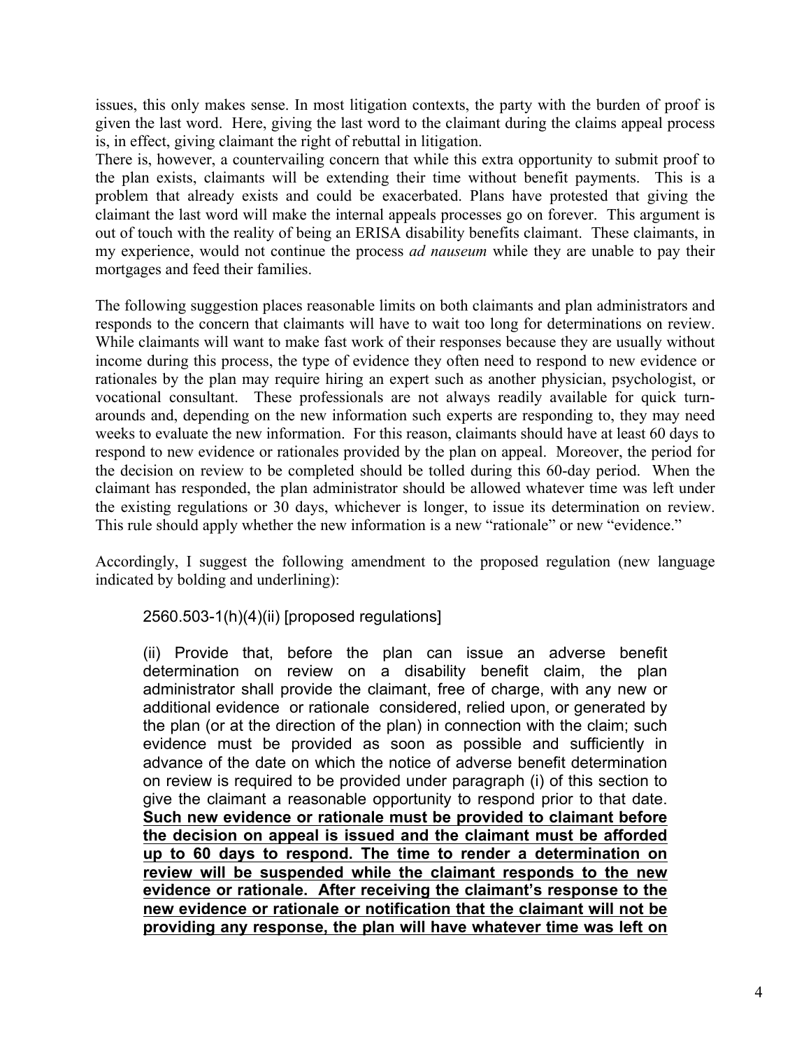issues, this only makes sense. In most litigation contexts, the party with the burden of proof is given the last word. Here, giving the last word to the claimant during the claims appeal process is, in effect, giving claimant the right of rebuttal in litigation.

There is, however, a countervailing concern that while this extra opportunity to submit proof to the plan exists, claimants will be extending their time without benefit payments. This is a problem that already exists and could be exacerbated. Plans have protested that giving the claimant the last word will make the internal appeals processes go on forever. This argument is out of touch with the reality of being an ERISA disability benefits claimant. These claimants, in my experience, would not continue the process *ad nauseum* while they are unable to pay their mortgages and feed their families.

The following suggestion places reasonable limits on both claimants and plan administrators and responds to the concern that claimants will have to wait too long for determinations on review. While claimants will want to make fast work of their responses because they are usually without income during this process, the type of evidence they often need to respond to new evidence or rationales by the plan may require hiring an expert such as another physician, psychologist, or vocational consultant. These professionals are not always readily available for quick turn-arounds and, depending on the new information such experts are responding to, they may need weeks to evaluate the new information. For this reason, claimants should have at least 60 days to respond to new evidence or rationales provided by the plan on appeal. Moreover, the period for the decision on review to be completed should be tolled during this 60-day period. When the claimant has responded, the plan administrator should be allowed whatever time was left under the existing regulations or 30 days, whichever is longer, to issue its determination on review. This rule should apply whether the new information is a new "rationale" or new "evidence."

Accordingly, I suggest the following amendment to the proposed regulation (new language indicated by bolding and underlining):

> 2560.503-1(h)(4)(ii) [proposed regulations]
>
> (ii) Provide that, before the plan can issue an adverse benefit determination on review on a disability benefit claim, the plan administrator shall provide the claimant, free of charge, with any new or additional evidence or rationale considered, relied upon, or generated by the plan (or at the direction of the plan) in connection with the claim; such evidence must be provided as soon as possible and sufficiently in advance of the date on which the notice of adverse benefit determination on review is required to be provided under paragraph (i) of this section to give the claimant a reasonable opportunity to respond prior to that date. <u>**Such new evidence or rationale must be provided to claimant before the decision on appeal is issued and the claimant must be afforded up to 60 days to respond. The time to render a determination on review will be suspended while the claimant responds to the new evidence or rationale. After receiving the claimant's response to the new evidence or rationale or notification that the claimant will not be providing any response, the plan will have whatever time was left on**</u>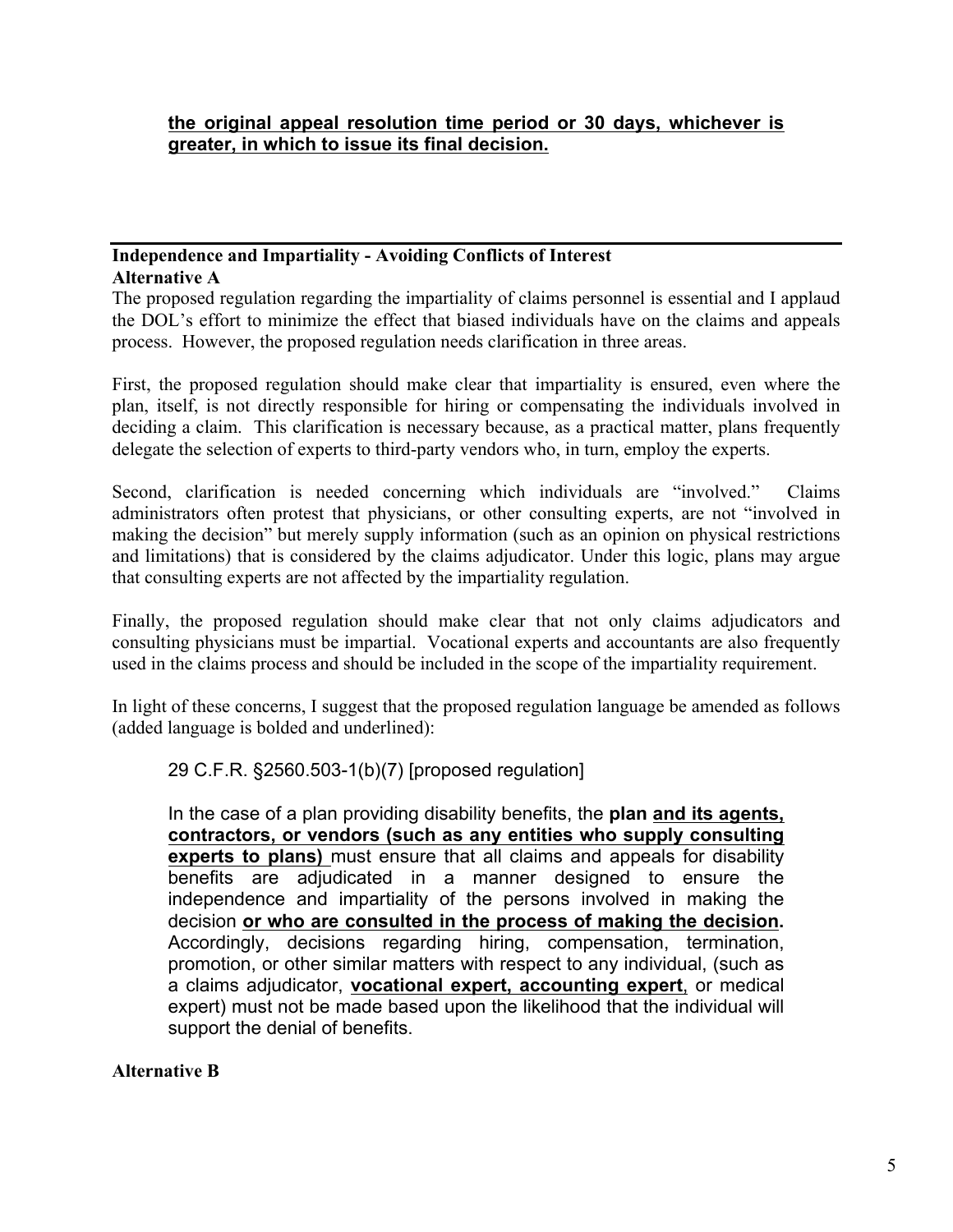**<u>the original appeal resolution time period or 30 days, whichever is greater, in which to issue its final decision.</u>**

---

**Independence and Impartiality - Avoiding Conflicts of Interest**
**Alternative A**

The proposed regulation regarding the impartiality of claims personnel is essential and I applaud the DOL's effort to minimize the effect that biased individuals have on the claims and appeals process. However, the proposed regulation needs clarification in three areas.

First, the proposed regulation should make clear that impartiality is ensured, even where the plan, itself, is not directly responsible for hiring or compensating the individuals involved in deciding a claim. This clarification is necessary because, as a practical matter, plans frequently delegate the selection of experts to third-party vendors who, in turn, employ the experts.

Second, clarification is needed concerning which individuals are "involved." Claims administrators often protest that physicians, or other consulting experts, are not "involved in making the decision" but merely supply information (such as an opinion on physical restrictions and limitations) that is considered by the claims adjudicator. Under this logic, plans may argue that consulting experts are not affected by the impartiality regulation.

Finally, the proposed regulation should make clear that not only claims adjudicators and consulting physicians must be impartial. Vocational experts and accountants are also frequently used in the claims process and should be included in the scope of the impartiality requirement.

In light of these concerns, I suggest that the proposed regulation language be amended as follows (added language is bolded and underlined):

> 29 C.F.R. §2560.503-1(b)(7) [proposed regulation]
>
> In the case of a plan providing disability benefits, the **plan <u>and its agents, contractors, or vendors (such as any entities who supply consulting experts to plans)</u>** must ensure that all claims and appeals for disability benefits are adjudicated in a manner designed to ensure the independence and impartiality of the persons involved in making the decision **<u>or who are consulted in the process of making the decision</u>.** Accordingly, decisions regarding hiring, compensation, termination, promotion, or other similar matters with respect to any individual, (such as a claims adjudicator, **<u>vocational expert, accounting expert</u>**, or medical expert) must not be made based upon the likelihood that the individual will support the denial of benefits.

**Alternative B**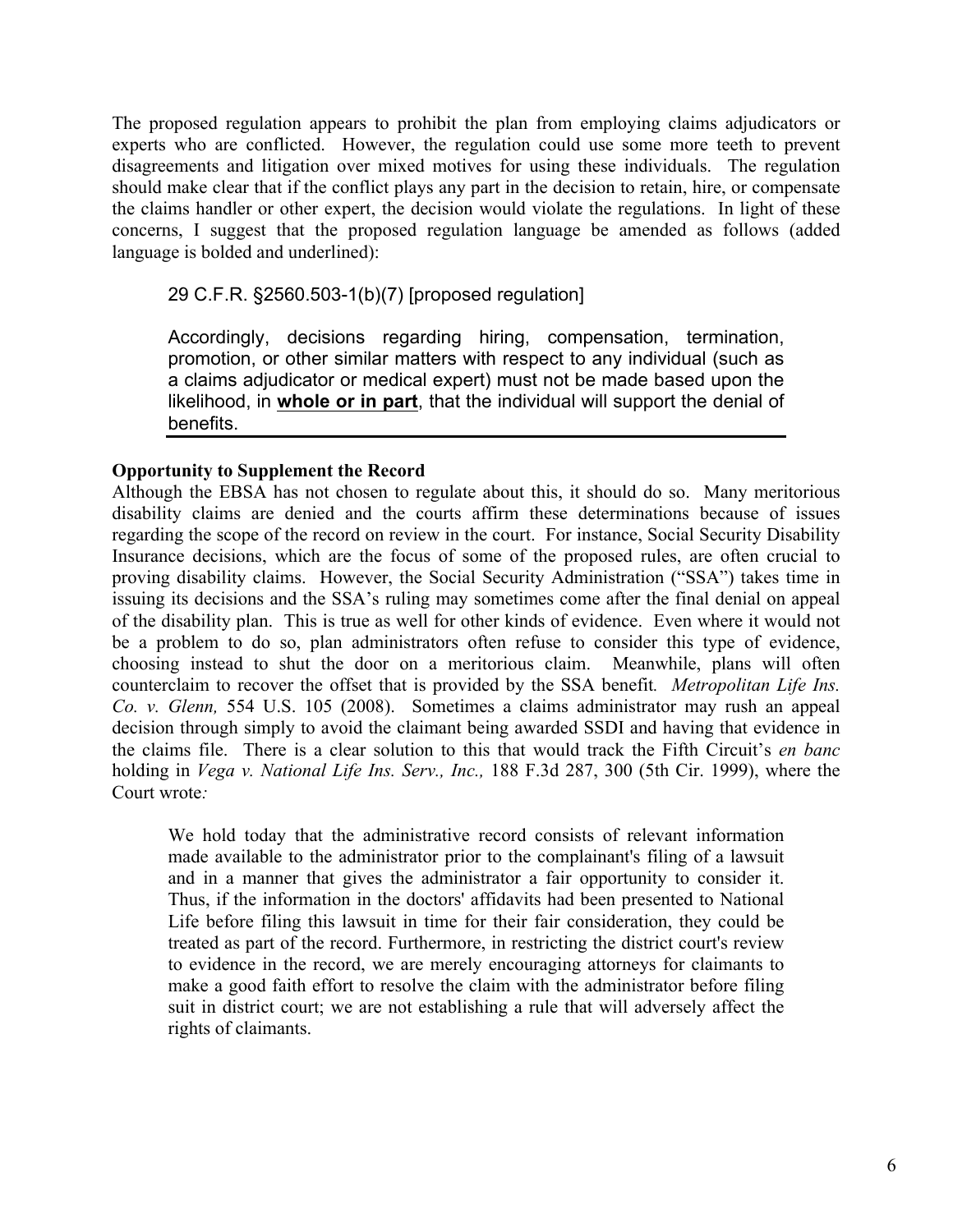The proposed regulation appears to prohibit the plan from employing claims adjudicators or experts who are conflicted. However, the regulation could use some more teeth to prevent disagreements and litigation over mixed motives for using these individuals. The regulation should make clear that if the conflict plays any part in the decision to retain, hire, or compensate the claims handler or other expert, the decision would violate the regulations. In light of these concerns, I suggest that the proposed regulation language be amended as follows (added language is bolded and underlined):

> 29 C.F.R. §2560.503-1(b)(7) [proposed regulation]
>
> Accordingly, decisions regarding hiring, compensation, termination, promotion, or other similar matters with respect to any individual (such as a claims adjudicator or medical expert) must not be made based upon the likelihood, in <u>**whole or in part**</u>, that the individual will support the denial of benefits.

**Opportunity to Supplement the Record**

Although the EBSA has not chosen to regulate about this, it should do so. Many meritorious disability claims are denied and the courts affirm these determinations because of issues regarding the scope of the record on review in the court. For instance, Social Security Disability Insurance decisions, which are the focus of some of the proposed rules, are often crucial to proving disability claims. However, the Social Security Administration ("SSA") takes time in issuing its decisions and the SSA's ruling may sometimes come after the final denial on appeal of the disability plan. This is true as well for other kinds of evidence. Even where it would not be a problem to do so, plan administrators often refuse to consider this type of evidence, choosing instead to shut the door on a meritorious claim. Meanwhile, plans will often counterclaim to recover the offset that is provided by the SSA benefit. *Metropolitan Life Ins. Co. v. Glenn,* 554 U.S. 105 (2008). Sometimes a claims administrator may rush an appeal decision through simply to avoid the claimant being awarded SSDI and having that evidence in the claims file. There is a clear solution to this that would track the Fifth Circuit's *en banc* holding in *Vega v. National Life Ins. Serv., Inc.,* 188 F.3d 287, 300 (5th Cir. 1999), where the Court wrote*:*

> We hold today that the administrative record consists of relevant information made available to the administrator prior to the complainant's filing of a lawsuit and in a manner that gives the administrator a fair opportunity to consider it. Thus, if the information in the doctors' affidavits had been presented to National Life before filing this lawsuit in time for their fair consideration, they could be treated as part of the record. Furthermore, in restricting the district court's review to evidence in the record, we are merely encouraging attorneys for claimants to make a good faith effort to resolve the claim with the administrator before filing suit in district court; we are not establishing a rule that will adversely affect the rights of claimants.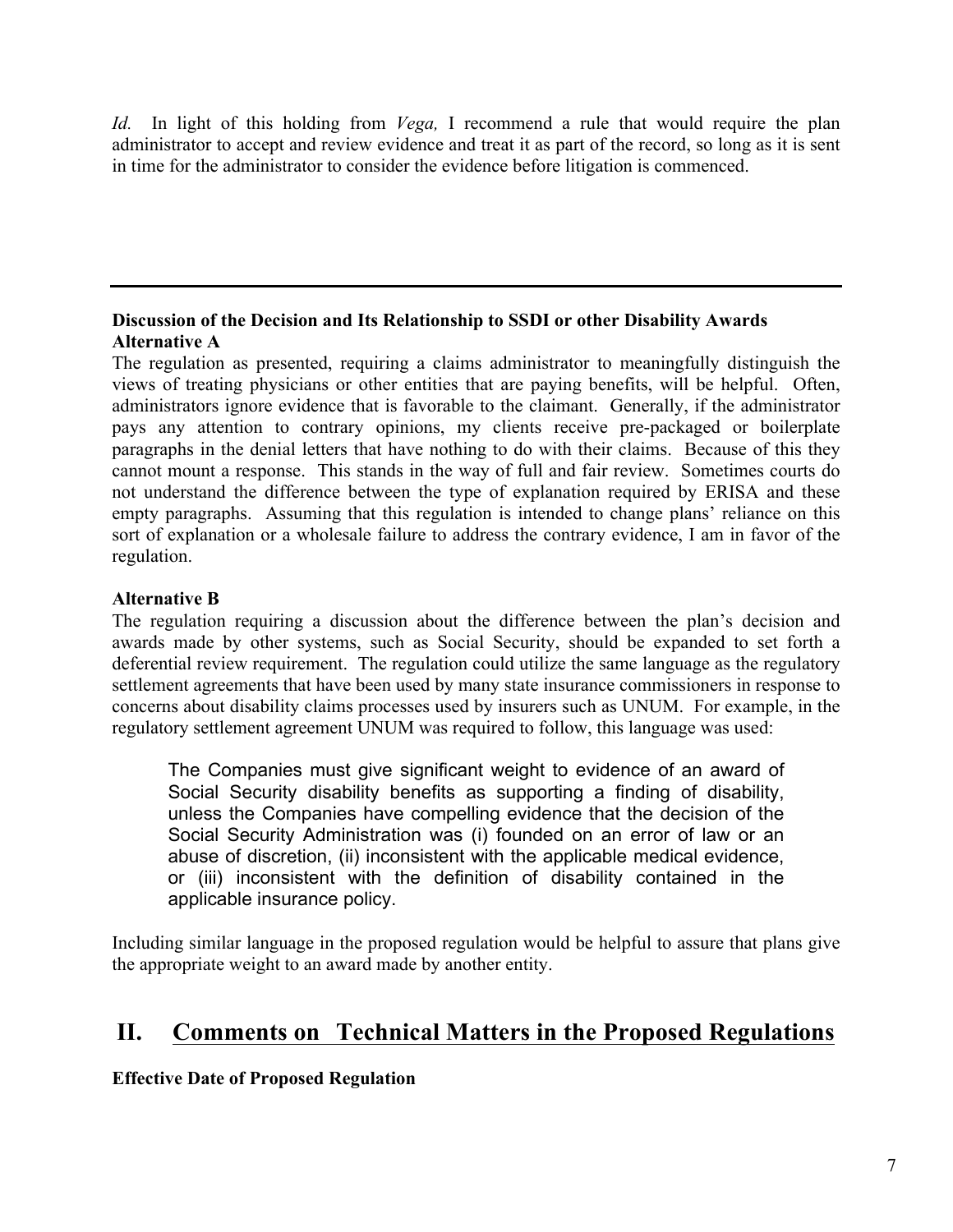*Id.* In light of this holding from *Vega,* I recommend a rule that would require the plan administrator to accept and review evidence and treat it as part of the record, so long as it is sent in time for the administrator to consider the evidence before litigation is commenced.

---

**Discussion of the Decision and Its Relationship to SSDI or other Disability Awards**
**Alternative A**

The regulation as presented, requiring a claims administrator to meaningfully distinguish the views of treating physicians or other entities that are paying benefits, will be helpful. Often, administrators ignore evidence that is favorable to the claimant. Generally, if the administrator pays any attention to contrary opinions, my clients receive pre-packaged or boilerplate paragraphs in the denial letters that have nothing to do with their claims. Because of this they cannot mount a response. This stands in the way of full and fair review. Sometimes courts do not understand the difference between the type of explanation required by ERISA and these empty paragraphs. Assuming that this regulation is intended to change plans' reliance on this sort of explanation or a wholesale failure to address the contrary evidence, I am in favor of the regulation.

**Alternative B**

The regulation requiring a discussion about the difference between the plan's decision and awards made by other systems, such as Social Security, should be expanded to set forth a deferential review requirement. The regulation could utilize the same language as the regulatory settlement agreements that have been used by many state insurance commissioners in response to concerns about disability claims processes used by insurers such as UNUM. For example, in the regulatory settlement agreement UNUM was required to follow, this language was used:

> The Companies must give significant weight to evidence of an award of Social Security disability benefits as supporting a finding of disability, unless the Companies have compelling evidence that the decision of the Social Security Administration was (i) founded on an error of law or an abuse of discretion, (ii) inconsistent with the applicable medical evidence, or (iii) inconsistent with the definition of disability contained in the applicable insurance policy.

Including similar language in the proposed regulation would be helpful to assure that plans give the appropriate weight to an award made by another entity.

## II. Comments on Technical Matters in the Proposed Regulations

**Effective Date of Proposed Regulation**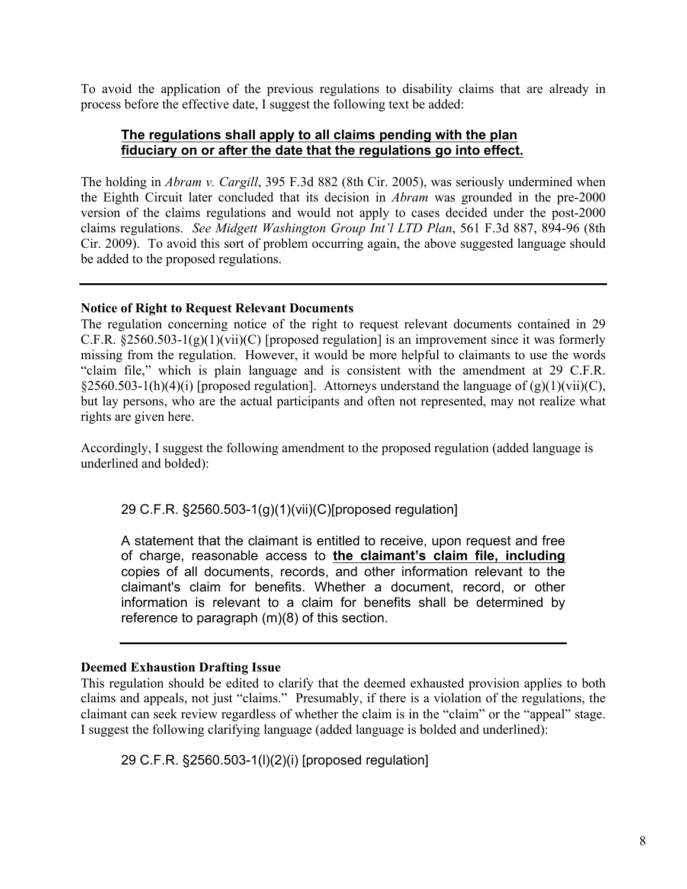To avoid the application of the previous regulations to disability claims that are already in process before the effective date, I suggest the following text be added:

> **<u>The regulations shall apply to all claims pending with the plan fiduciary on or after the date that the regulations go into effect.</u>**

The holding in *Abram v. Cargill*, 395 F.3d 882 (8th Cir. 2005), was seriously undermined when the Eighth Circuit later concluded that its decision in *Abram* was grounded in the pre-2000 version of the claims regulations and would not apply to cases decided under the post-2000 claims regulations. *See Midgett Washington Group Int'l LTD Plan*, 561 F.3d 887, 894-96 (8th Cir. 2009). To avoid this sort of problem occurring again, the above suggested language should be added to the proposed regulations.

---

**Notice of Right to Request Relevant Documents**

The regulation concerning notice of the right to request relevant documents contained in 29 C.F.R. §2560.503-1(g)(1)(vii)(C) [proposed regulation] is an improvement since it was formerly missing from the regulation. However, it would be more helpful to claimants to use the words "claim file," which is plain language and is consistent with the amendment at 29 C.F.R. §2560.503-1(h)(4)(i) [proposed regulation]. Attorneys understand the language of (g)(1)(vii)(C), but lay persons, who are the actual participants and often not represented, may not realize what rights are given here.

Accordingly, I suggest the following amendment to the proposed regulation (added language is underlined and bolded):

> 29 C.F.R. §2560.503-1(g)(1)(vii)(C)[proposed regulation]
>
> A statement that the claimant is entitled to receive, upon request and free of charge, reasonable access to **<u>the claimant's claim file, including</u>** copies of all documents, records, and other information relevant to the claimant's claim for benefits. Whether a document, record, or other information is relevant to a claim for benefits shall be determined by reference to paragraph (m)(8) of this section.

---

**Deemed Exhaustion Drafting Issue**

This regulation should be edited to clarify that the deemed exhausted provision applies to both claims and appeals, not just "claims." Presumably, if there is a violation of the regulations, the claimant can seek review regardless of whether the claim is in the "claim" or the "appeal" stage. I suggest the following clarifying language (added language is bolded and underlined):

> 29 C.F.R. §2560.503-1(l)(2)(i) [proposed regulation]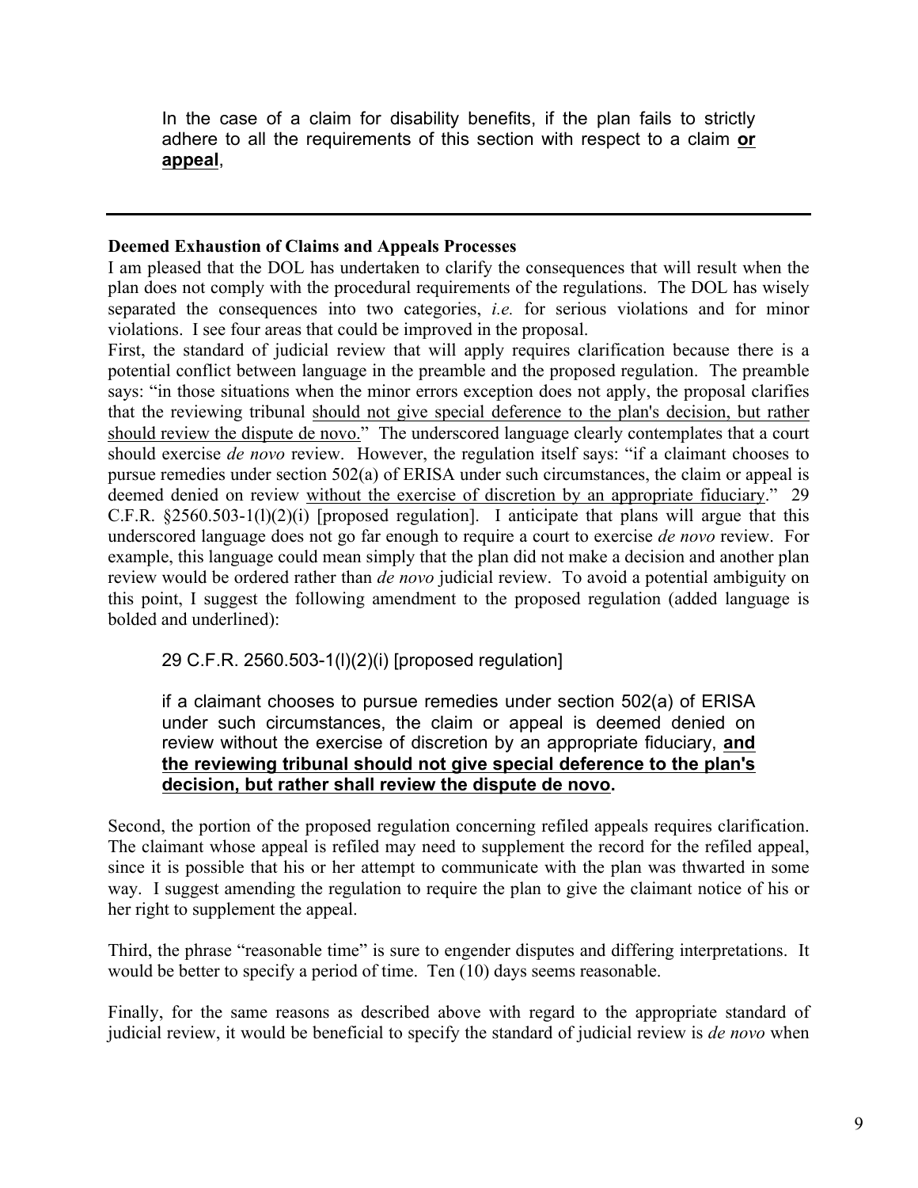In the case of a claim for disability benefits, if the plan fails to strictly adhere to all the requirements of this section with respect to a claim **<u>or appeal</u>**,

---

**Deemed Exhaustion of Claims and Appeals Processes**

I am pleased that the DOL has undertaken to clarify the consequences that will result when the plan does not comply with the procedural requirements of the regulations. The DOL has wisely separated the consequences into two categories, *i.e.* for serious violations and for minor violations. I see four areas that could be improved in the proposal.

First, the standard of judicial review that will apply requires clarification because there is a potential conflict between language in the preamble and the proposed regulation. The preamble says: "in those situations when the minor errors exception does not apply, the proposal clarifies that the reviewing tribunal <u>should not give special deference to the plan's decision, but rather should review the dispute de novo.</u>" The underscored language clearly contemplates that a court should exercise *de novo* review. However, the regulation itself says: "if a claimant chooses to pursue remedies under section 502(a) of ERISA under such circumstances, the claim or appeal is deemed denied on review <u>without the exercise of discretion by an appropriate fiduciary</u>." 29 C.F.R. §2560.503-1(l)(2)(i) [proposed regulation]. I anticipate that plans will argue that this underscored language does not go far enough to require a court to exercise *de novo* review. For example, this language could mean simply that the plan did not make a decision and another plan review would be ordered rather than *de novo* judicial review. To avoid a potential ambiguity on this point, I suggest the following amendment to the proposed regulation (added language is bolded and underlined):

> 29 C.F.R. 2560.503-1(l)(2)(i) [proposed regulation]
>
> if a claimant chooses to pursue remedies under section 502(a) of ERISA under such circumstances, the claim or appeal is deemed denied on review without the exercise of discretion by an appropriate fiduciary, **<u>and the reviewing tribunal should not give special deference to the plan's decision, but rather shall review the dispute de novo</u>.**

Second, the portion of the proposed regulation concerning refiled appeals requires clarification. The claimant whose appeal is refiled may need to supplement the record for the refiled appeal, since it is possible that his or her attempt to communicate with the plan was thwarted in some way. I suggest amending the regulation to require the plan to give the claimant notice of his or her right to supplement the appeal.

Third, the phrase "reasonable time" is sure to engender disputes and differing interpretations. It would be better to specify a period of time. Ten (10) days seems reasonable.

Finally, for the same reasons as described above with regard to the appropriate standard of judicial review, it would be beneficial to specify the standard of judicial review is *de novo* when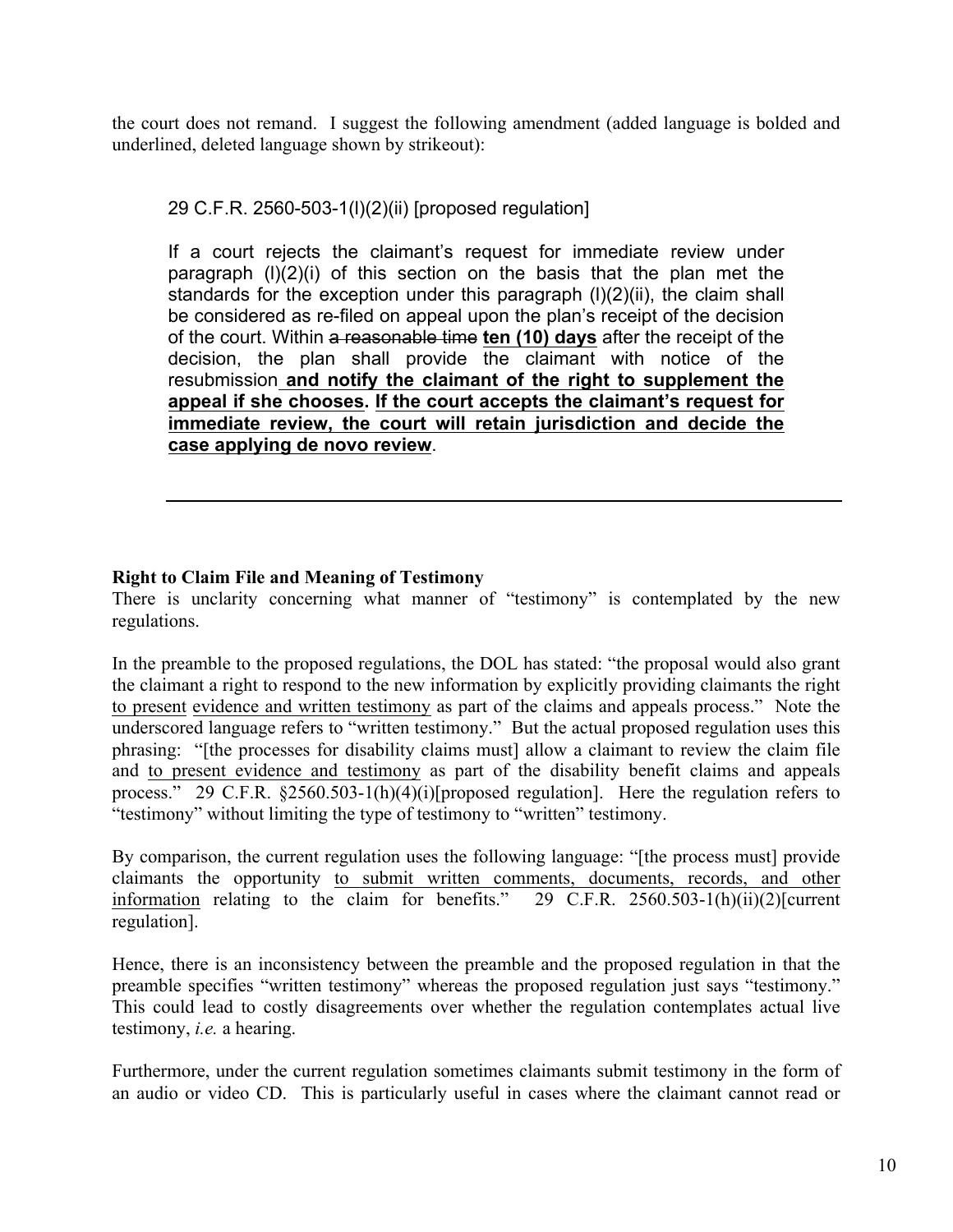the court does not remand. I suggest the following amendment (added language is bolded and underlined, deleted language shown by strikeout):

> 29 C.F.R. 2560-503-1(l)(2)(ii) [proposed regulation]
>
> If a court rejects the claimant's request for immediate review under paragraph (l)(2)(i) of this section on the basis that the plan met the standards for the exception under this paragraph (l)(2)(ii), the claim shall be considered as re-filed on appeal upon the plan's receipt of the decision of the court. Within ~~a reasonable time~~ <u>**ten (10) days**</u> after the receipt of the decision, the plan shall provide the claimant with notice of the resubmission <u>**and notify the claimant of the right to supplement the appeal if she chooses.**</u> <u>**If the court accepts the claimant's request for immediate review, the court will retain jurisdiction and decide the case applying de novo review**</u>.

---

**Right to Claim File and Meaning of Testimony**

There is unclarity concerning what manner of "testimony" is contemplated by the new regulations.

In the preamble to the proposed regulations, the DOL has stated: "the proposal would also grant the claimant a right to respond to the new information by explicitly providing claimants the right <u>to present</u> <u>evidence and written testimony</u> as part of the claims and appeals process." Note the underscored language refers to "written testimony." But the actual proposed regulation uses this phrasing: "[the processes for disability claims must] allow a claimant to review the claim file and <u>to present evidence and testimony</u> as part of the disability benefit claims and appeals process." 29 C.F.R. §2560.503-1(h)(4)(i)[proposed regulation]. Here the regulation refers to "testimony" without limiting the type of testimony to "written" testimony.

By comparison, the current regulation uses the following language: "[the process must] provide claimants the opportunity <u>to submit written comments, documents, records, and other information</u> relating to the claim for benefits." 29 C.F.R. 2560.503-1(h)(ii)(2)[current regulation].

Hence, there is an inconsistency between the preamble and the proposed regulation in that the preamble specifies "written testimony" whereas the proposed regulation just says "testimony." This could lead to costly disagreements over whether the regulation contemplates actual live testimony, *i.e.* a hearing.

Furthermore, under the current regulation sometimes claimants submit testimony in the form of an audio or video CD. This is particularly useful in cases where the claimant cannot read or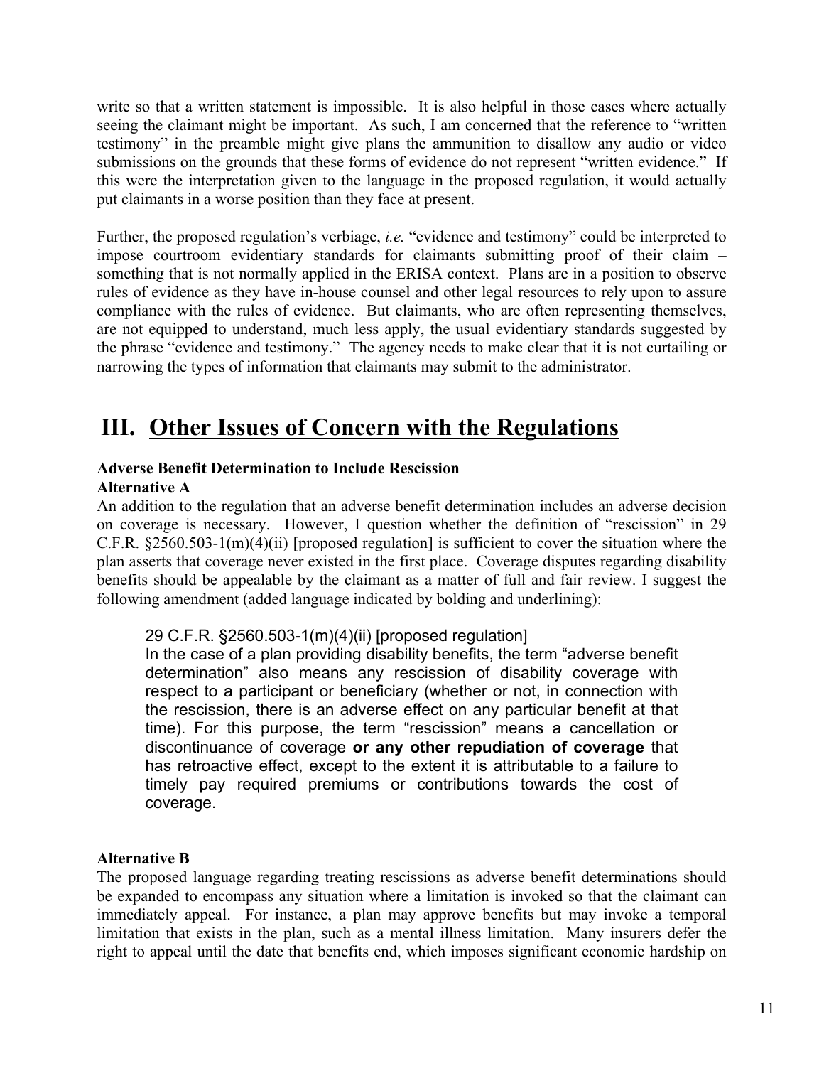write so that a written statement is impossible. It is also helpful in those cases where actually seeing the claimant might be important. As such, I am concerned that the reference to "written testimony" in the preamble might give plans the ammunition to disallow any audio or video submissions on the grounds that these forms of evidence do not represent "written evidence." If this were the interpretation given to the language in the proposed regulation, it would actually put claimants in a worse position than they face at present.

Further, the proposed regulation's verbiage, *i.e.* "evidence and testimony" could be interpreted to impose courtroom evidentiary standards for claimants submitting proof of their claim – something that is not normally applied in the ERISA context. Plans are in a position to observe rules of evidence as they have in-house counsel and other legal resources to rely upon to assure compliance with the rules of evidence. But claimants, who are often representing themselves, are not equipped to understand, much less apply, the usual evidentiary standards suggested by the phrase "evidence and testimony." The agency needs to make clear that it is not curtailing or narrowing the types of information that claimants may submit to the administrator.

# III. Other Issues of Concern with the Regulations

**Adverse Benefit Determination to Include Rescission**

**Alternative A**

An addition to the regulation that an adverse benefit determination includes an adverse decision on coverage is necessary. However, I question whether the definition of "rescission" in 29 C.F.R. §2560.503-1(m)(4)(ii) [proposed regulation] is sufficient to cover the situation where the plan asserts that coverage never existed in the first place. Coverage disputes regarding disability benefits should be appealable by the claimant as a matter of full and fair review. I suggest the following amendment (added language indicated by bolding and underlining):

> 29 C.F.R. §2560.503-1(m)(4)(ii) [proposed regulation]
> In the case of a plan providing disability benefits, the term "adverse benefit determination" also means any rescission of disability coverage with respect to a participant or beneficiary (whether or not, in connection with the rescission, there is an adverse effect on any particular benefit at that time). For this purpose, the term "rescission" means a cancellation or discontinuance of coverage <u>**or any other repudiation of coverage**</u> that has retroactive effect, except to the extent it is attributable to a failure to timely pay required premiums or contributions towards the cost of coverage.

**Alternative B**

The proposed language regarding treating rescissions as adverse benefit determinations should be expanded to encompass any situation where a limitation is invoked so that the claimant can immediately appeal. For instance, a plan may approve benefits but may invoke a temporal limitation that exists in the plan, such as a mental illness limitation. Many insurers defer the right to appeal until the date that benefits end, which imposes significant economic hardship on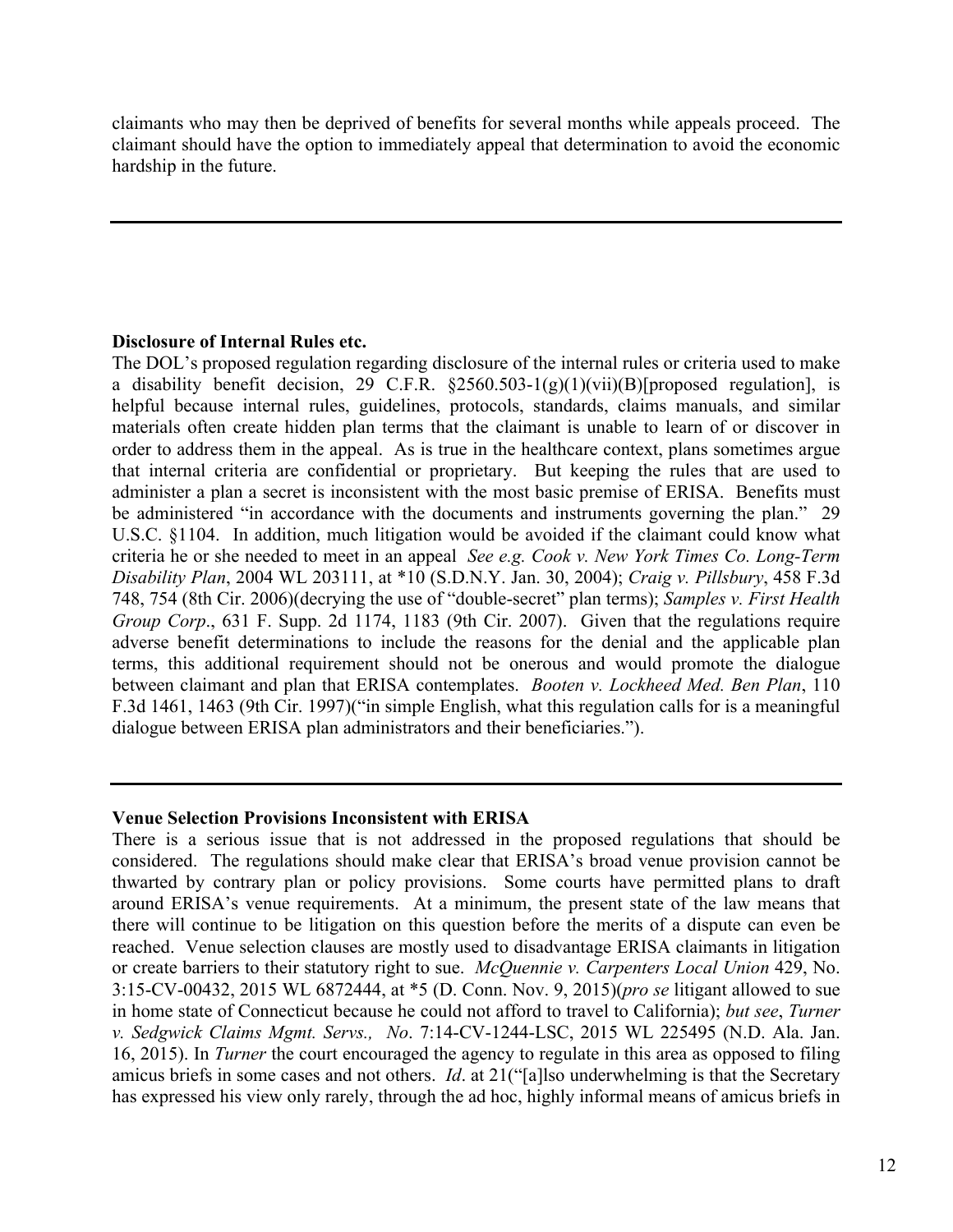claimants who may then be deprived of benefits for several months while appeals proceed. The claimant should have the option to immediately appeal that determination to avoid the economic hardship in the future.

---

**Disclosure of Internal Rules etc.**

The DOL's proposed regulation regarding disclosure of the internal rules or criteria used to make a disability benefit decision, 29 C.F.R. §2560.503-1(g)(1)(vii)(B)[proposed regulation], is helpful because internal rules, guidelines, protocols, standards, claims manuals, and similar materials often create hidden plan terms that the claimant is unable to learn of or discover in order to address them in the appeal. As is true in the healthcare context, plans sometimes argue that internal criteria are confidential or proprietary. But keeping the rules that are used to administer a plan a secret is inconsistent with the most basic premise of ERISA. Benefits must be administered "in accordance with the documents and instruments governing the plan." 29 U.S.C. §1104. In addition, much litigation would be avoided if the claimant could know what criteria he or she needed to meet in an appeal *See e.g. Cook v. New York Times Co. Long-Term Disability Plan*, 2004 WL 203111, at *10 (S.D.N.Y. Jan. 30, 2004); *Craig v. Pillsbury*, 458 F.3d 748, 754 (8th Cir. 2006)(decrying the use of "double-secret" plan terms); *Samples v. First Health Group Corp*., 631 F. Supp. 2d 1174, 1183 (9th Cir. 2007). Given that the regulations require adverse benefit determinations to include the reasons for the denial and the applicable plan terms, this additional requirement should not be onerous and would promote the dialogue between claimant and plan that ERISA contemplates. *Booten v. Lockheed Med. Ben Plan*, 110 F.3d 1461, 1463 (9th Cir. 1997)("in simple English, what this regulation calls for is a meaningful dialogue between ERISA plan administrators and their beneficiaries.").

---

**Venue Selection Provisions Inconsistent with ERISA**

There is a serious issue that is not addressed in the proposed regulations that should be considered. The regulations should make clear that ERISA's broad venue provision cannot be thwarted by contrary plan or policy provisions. Some courts have permitted plans to draft around ERISA's venue requirements. At a minimum, the present state of the law means that there will continue to be litigation on this question before the merits of a dispute can even be reached. Venue selection clauses are mostly used to disadvantage ERISA claimants in litigation or create barriers to their statutory right to sue. *McQuennie v. Carpenters Local Union* 429, No. 3:15-CV-00432, 2015 WL 6872444, at *5 (D. Conn. Nov. 9, 2015)(*pro se* litigant allowed to sue in home state of Connecticut because he could not afford to travel to California); *but see*, *Turner v. Sedgwick Claims Mgmt. Servs., No*. 7:14-CV-1244-LSC, 2015 WL 225495 (N.D. Ala. Jan. 16, 2015). In *Turner* the court encouraged the agency to regulate in this area as opposed to filing amicus briefs in some cases and not others. *Id*. at 21("[a]lso underwhelming is that the Secretary has expressed his view only rarely, through the ad hoc, highly informal means of amicus briefs in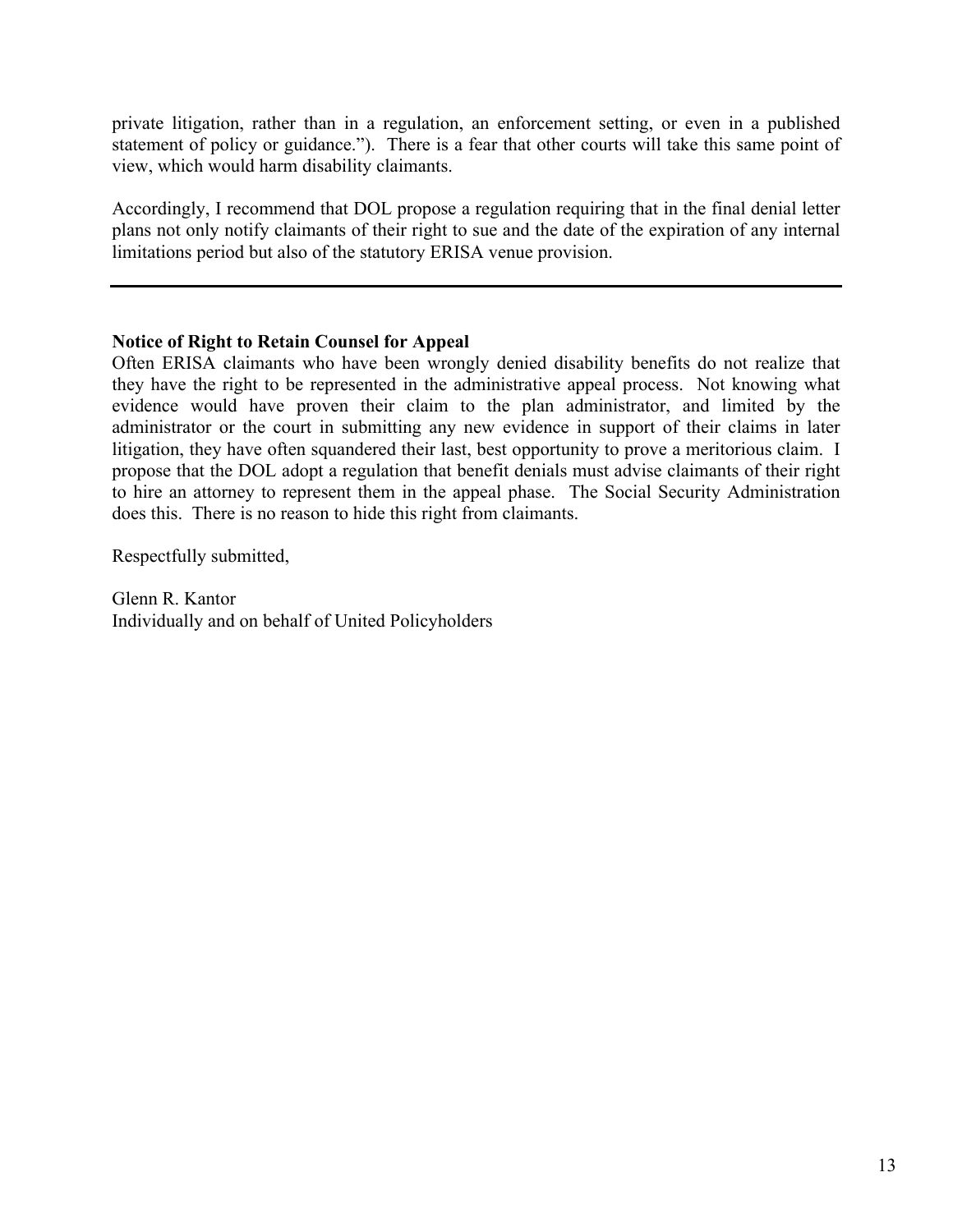private litigation, rather than in a regulation, an enforcement setting, or even in a published statement of policy or guidance."). There is a fear that other courts will take this same point of view, which would harm disability claimants.

Accordingly, I recommend that DOL propose a regulation requiring that in the final denial letter plans not only notify claimants of their right to sue and the date of the expiration of any internal limitations period but also of the statutory ERISA venue provision.

---

**Notice of Right to Retain Counsel for Appeal**

Often ERISA claimants who have been wrongly denied disability benefits do not realize that they have the right to be represented in the administrative appeal process. Not knowing what evidence would have proven their claim to the plan administrator, and limited by the administrator or the court in submitting any new evidence in support of their claims in later litigation, they have often squandered their last, best opportunity to prove a meritorious claim. I propose that the DOL adopt a regulation that benefit denials must advise claimants of their right to hire an attorney to represent them in the appeal phase. The Social Security Administration does this. There is no reason to hide this right from claimants.

Respectfully submitted,

Glenn R. Kantor
Individually and on behalf of United Policyholders